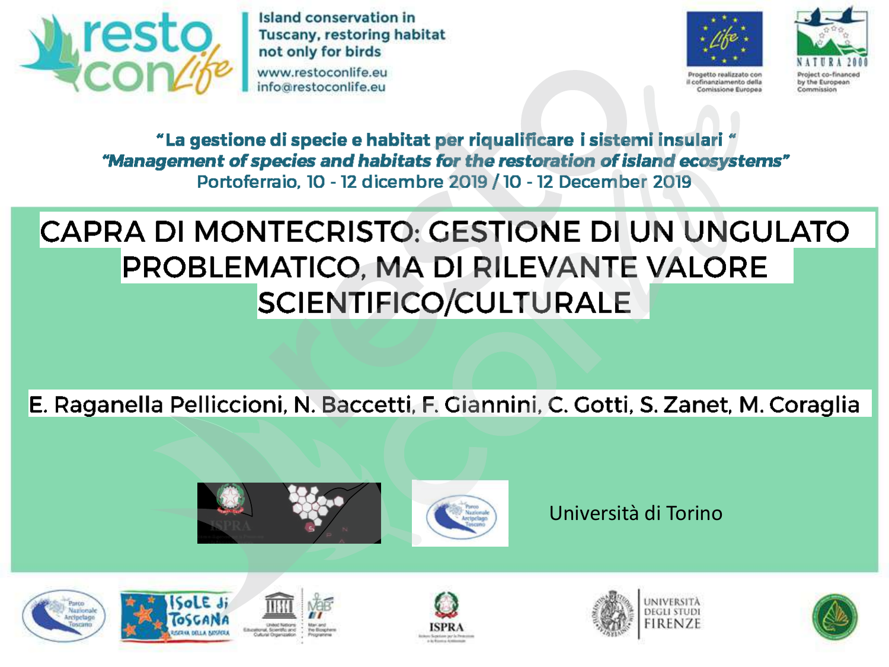Island conservation in Tuscany, restoring habitat not only for birds

www.restoconlife.eu
info@restoconlife.eu

Progetto realizzato con il cofinanziamento della Comissione Europea

Project co-financed by the European Commission

**"La gestione di specie e habitat per riqualificare i sistemi insulari"**

***"Management of species and habitats for the restoration of island ecosystems"***

Portoferraio, 10 - 12 dicembre 2019 / 10 - 12 December 2019

# CAPRA DI MONTECRISTO: GESTIONE DI UN UNGULATO PROBLEMATICO, MA DI RILEVANTE VALORE SCIENTIFICO/CULTURALE

E. Raganella Pelliccioni, N. Baccetti, F. Giannini, C. Gotti, S. Zanet, M. Coraglia

ISPRA

Parco Nazionale Arcipelago Toscano

Università di Torino

Parco Nazionale Arcipelago Toscano · Isole di Toscana Riserva della Biosfera · UNESCO MaB · ISPRA · Università degli Studi Firenze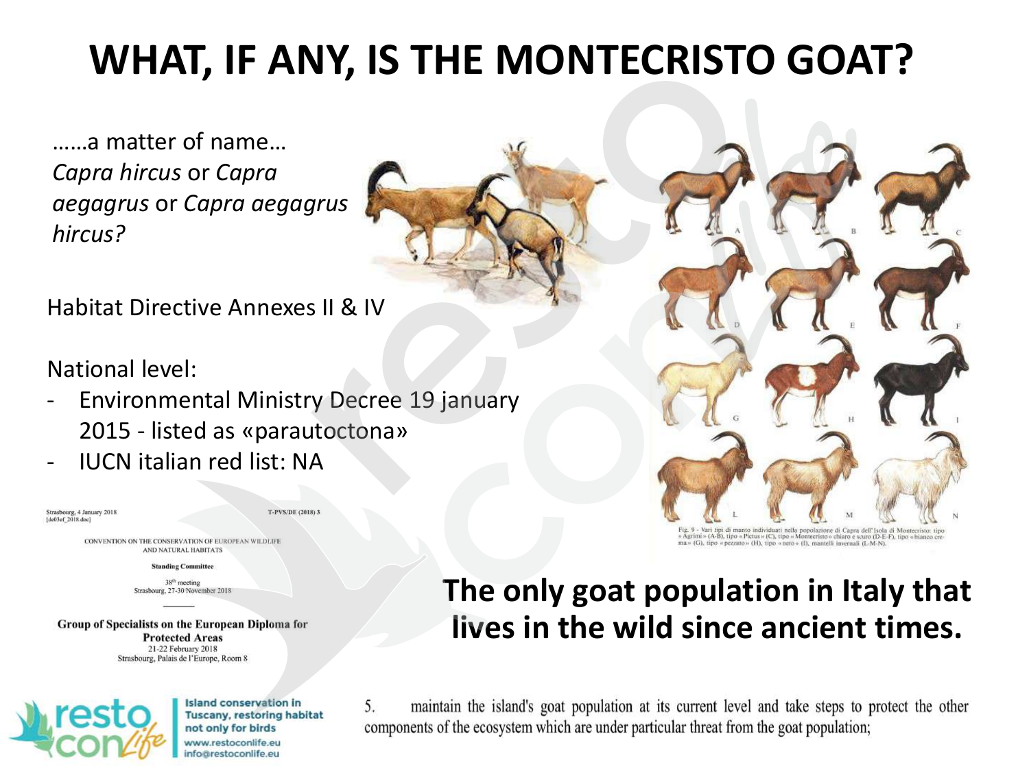# WHAT, IF ANY, IS THE MONTECRISTO GOAT?

……a matter of name…
*Capra hircus* or *Capra aegagrus* or *Capra aegagrus hircus?*

Habitat Directive Annexes II & IV

National level:

- Environmental Ministry Decree 19 january 2015 - listed as «parautoctona»
- IUCN italian red list: NA

Strasbourg, 4 January 2018
[de03ef_2018.doc]

T-PVS/DE (2018) 3

CONVENTION ON THE CONSERVATION OF EUROPEAN WILDLIFE AND NATURAL HABITATS

Standing Committee

38[th] meeting
Strasbourg, 27-30 November 2018

Group of Specialists on the European Diploma for Protected Areas
21-22 February 2018
Strasbourg, Palais de l'Europe, Room 8

Fig. 9 - Vari tipi di manto individuati nella popolazione di Capra dell'Isola di Montecristo: tipo «Agrimi» (A-B), tipo «Pictus» (C), tipo «Montecristo» chiaro e scuro (D-E-F), tipo «bianco crema» (G), tipo «pezzato» (H), tipo «nero» (I), mantelli invernali (L-M-N).

**The only goat population in Italy that lives in the wild since ancient times.**

5. maintain the island's goat population at its current level and take steps to protect the other components of the ecosystem which are under particular threat from the goat population;

Island conservation in Tuscany, restoring habitat not only for birds
www.restoconlife.eu
info@restoconlife.eu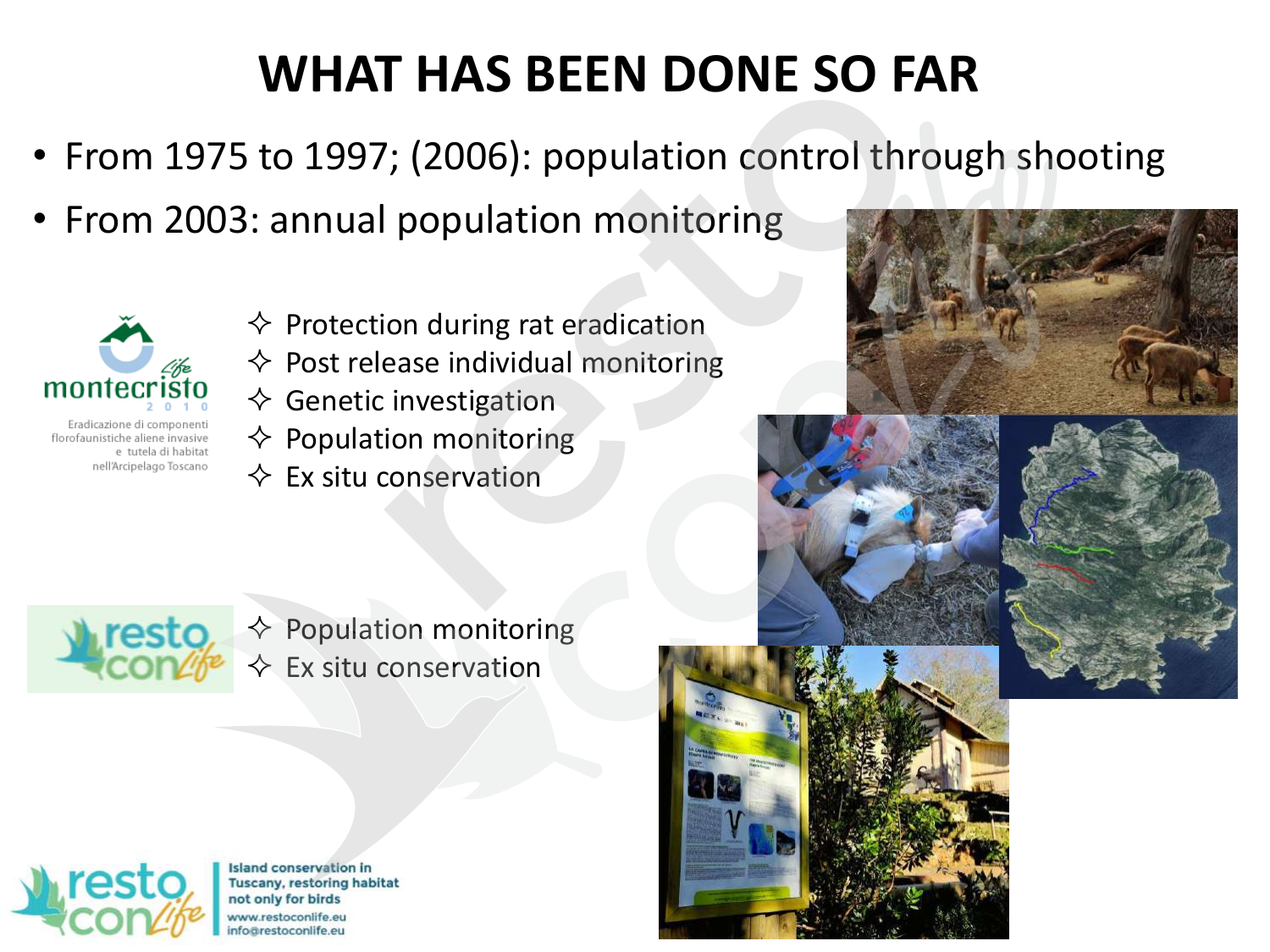# WHAT HAS BEEN DONE SO FAR

- From 1975 to 1997; (2006): population control through shooting
- From 2003: annual population monitoring

montecristo 2010

Eradicazione di componenti florofaunistiche aliene invasive e tutela di habitat nell'Arcipelago Toscano

- ✧ Protection during rat eradication
- ✧ Post release individual monitoring
- ✧ Genetic investigation
- ✧ Population monitoring
- ✧ Ex situ conservation

resto con life

- ✧ Population monitoring
- ✧ Ex situ conservation

Island conservation in Tuscany, restoring habitat not only for birds
www.restoconlife.eu
info@restoconlife.eu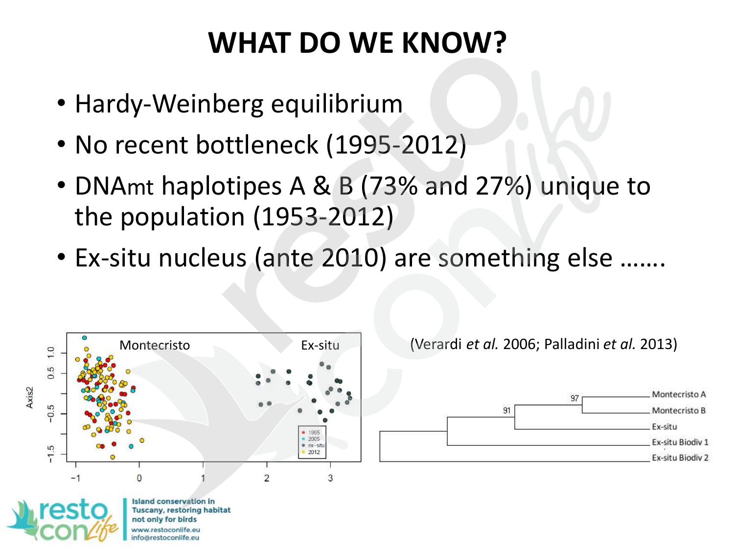# WHAT DO WE KNOW?

- Hardy-Weinberg equilibrium
- No recent bottleneck (1995-2012)
- DNAmt haplotipes A & B (73% and 27%) unique to the population (1953-2012)
- Ex-situ nucleus (ante 2010) are something else …….

(Verardi *et al.* 2006; Palladini *et al.* 2013)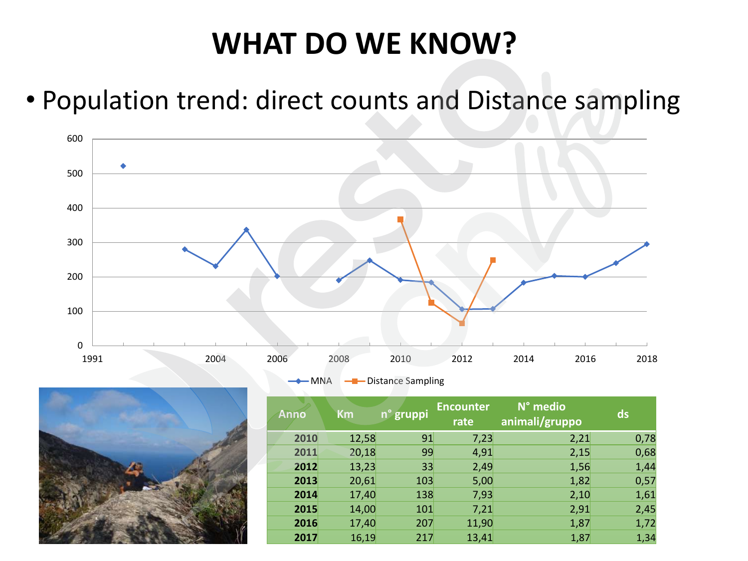# WHAT DO WE KNOW?

- Population trend: direct counts and Distance sampling

| Anno | Km | n° gruppi | Encounter rate | N° medio animali/gruppo | ds |
|---|---|---|---|---|---|
| 2010 | 12,58 | 91 | 7,23 | 2,21 | 0,78 |
| 2011 | 20,18 | 99 | 4,91 | 2,15 | 0,68 |
| 2012 | 13,23 | 33 | 2,49 | 1,56 | 1,44 |
| 2013 | 20,61 | 103 | 5,00 | 1,82 | 0,57 |
| 2014 | 17,40 | 138 | 7,93 | 2,10 | 1,61 |
| 2015 | 14,00 | 101 | 7,21 | 2,91 | 2,45 |
| 2016 | 17,40 | 207 | 11,90 | 1,87 | 1,72 |
| 2017 | 16,19 | 217 | 13,41 | 1,87 | 1,34 |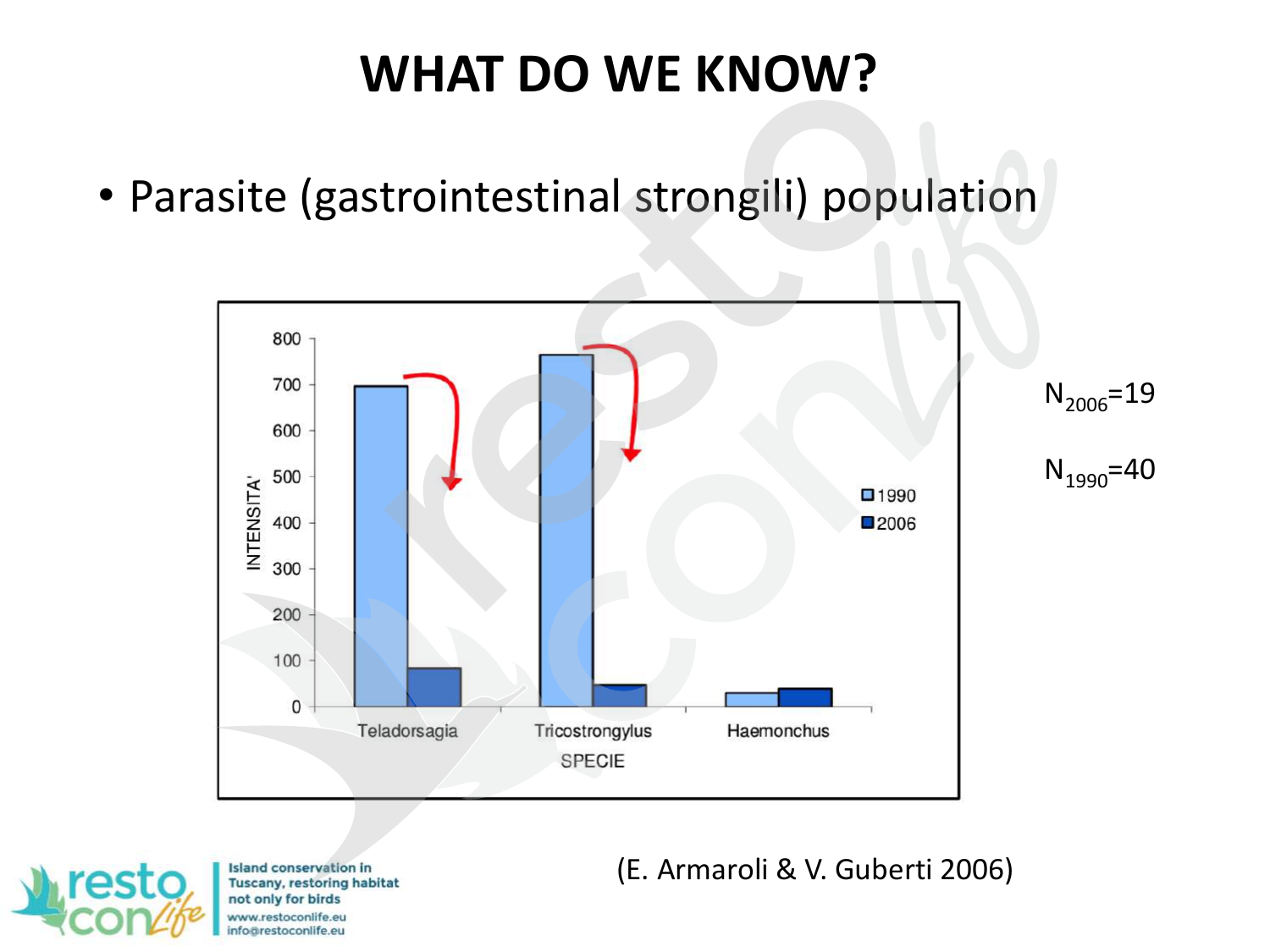# WHAT DO WE KNOW?

- Parasite (gastrointestinal strongili) population

| SPECIE | 1990 | 2006 |
| --- | --- | --- |
| Teladorsagia | ~700 | ~85 |
| Tricostrongylus | ~765 | ~48 |
| Haemonchus | ~30 | ~40 |

INTENSITA'

$N_{2006}=19$

$N_{1990}=40$

(E. Armaroli & V. Guberti 2006)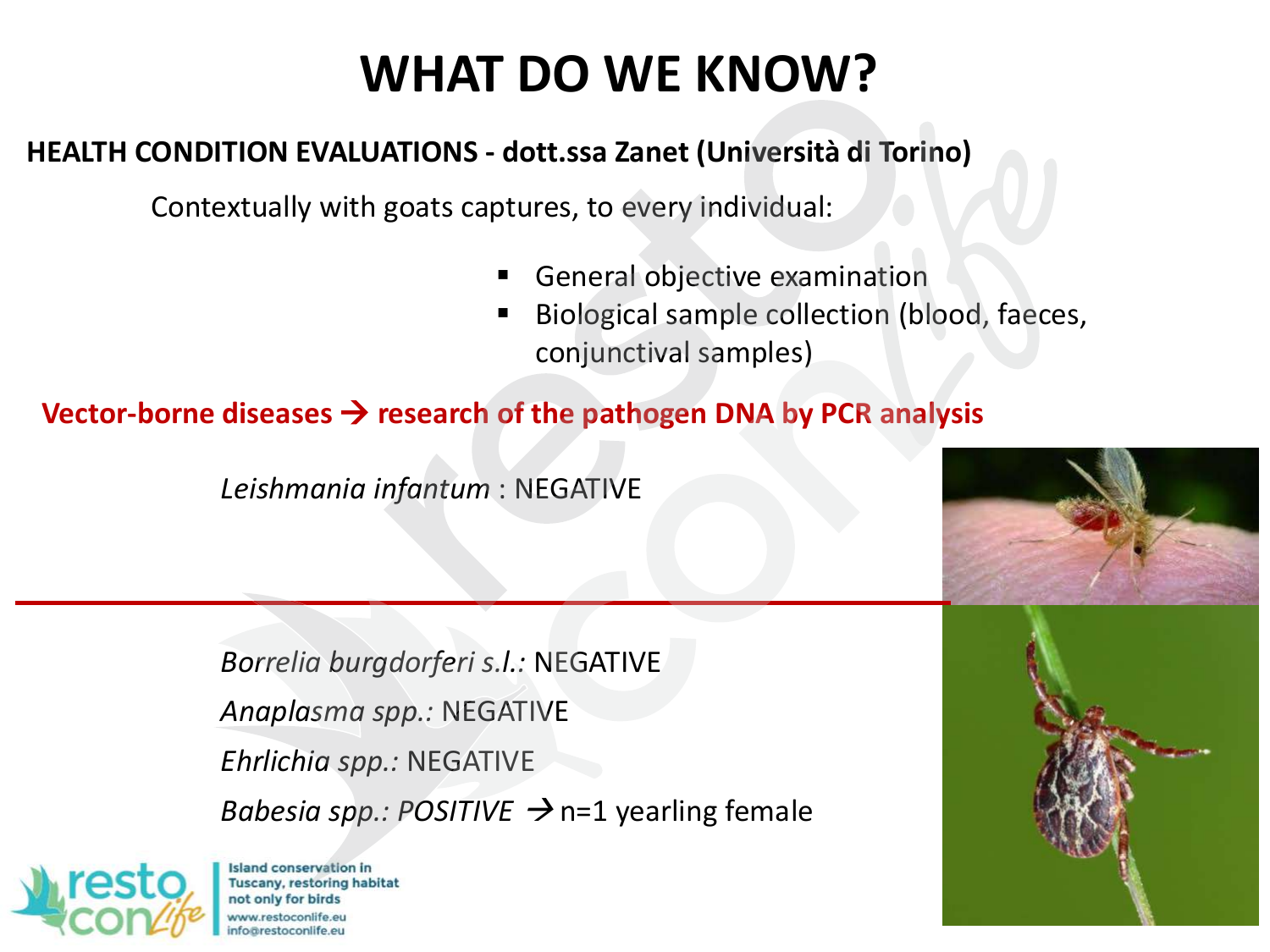# WHAT DO WE KNOW?

**HEALTH CONDITION EVALUATIONS - dott.ssa Zanet (Università di Torino)**

Contextually with goats captures, to every individual:

- General objective examination
- Biological sample collection (blood, faeces, conjunctival samples)

**Vector-borne diseases → research of the pathogen DNA by PCR analysis**

*Leishmania infantum* : NEGATIVE

---

*Borrelia burgdorferi s.l.:* NEGATIVE

*Anaplasma spp.:* NEGATIVE

*Ehrlichia spp.:* NEGATIVE

*Babesia spp.: POSITIVE* → n=1 yearling female

Island conservation in Tuscany, restoring habitat not only for birds
www.restoconlife.eu
info@restoconlife.eu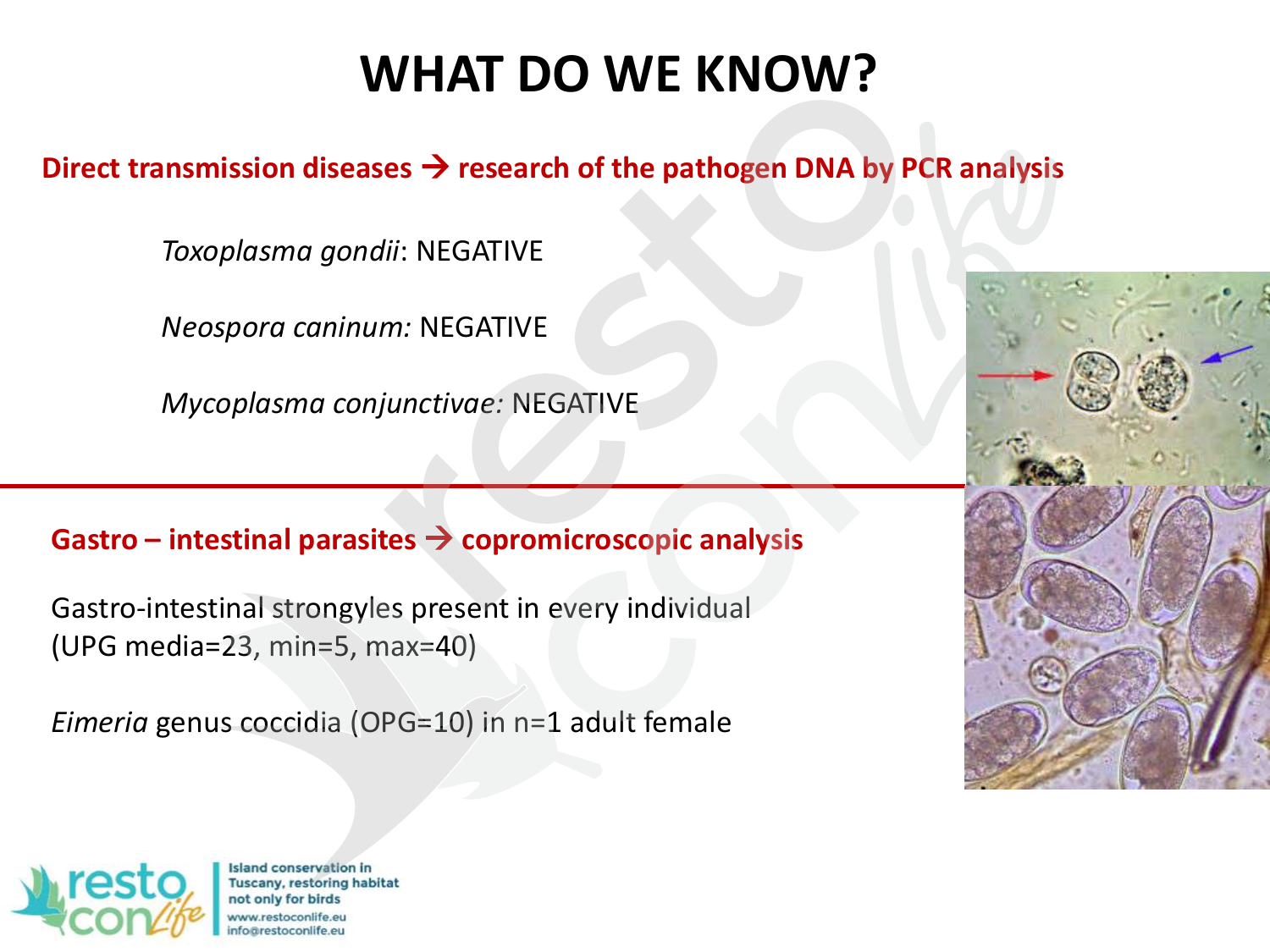# WHAT DO WE KNOW?

**Direct transmission diseases → research of the pathogen DNA by PCR analysis**

*Toxoplasma gondii*: NEGATIVE

*Neospora caninum:* NEGATIVE

*Mycoplasma conjunctivae:* NEGATIVE

**Gastro – intestinal parasites → copromicroscopic analysis**

Gastro-intestinal strongyles present in every individual (UPG media=23, min=5, max=40)

*Eimeria* genus coccidia (OPG=10) in n=1 adult female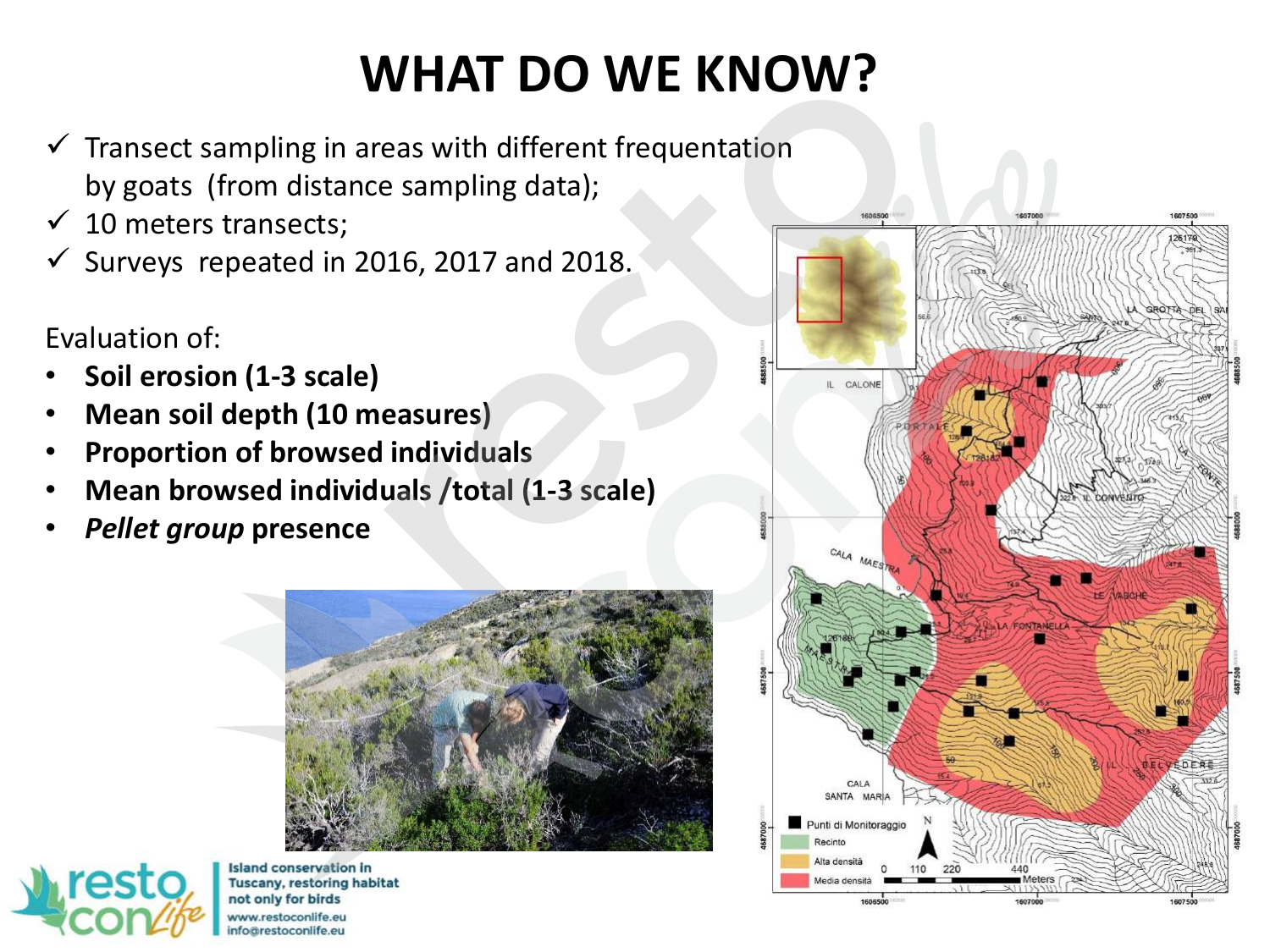# WHAT DO WE KNOW?

- ✓ Transect sampling in areas with different frequentation by goats (from distance sampling data);
- ✓ 10 meters transects;
- ✓ Surveys repeated in 2016, 2017 and 2018.

Evaluation of:

- **Soil erosion (1-3 scale)**
- **Mean soil depth (10 measures)**
- **Proportion of browsed individuals**
- **Mean browsed individuals /total (1-3 scale)**
- ***Pellet group* presence**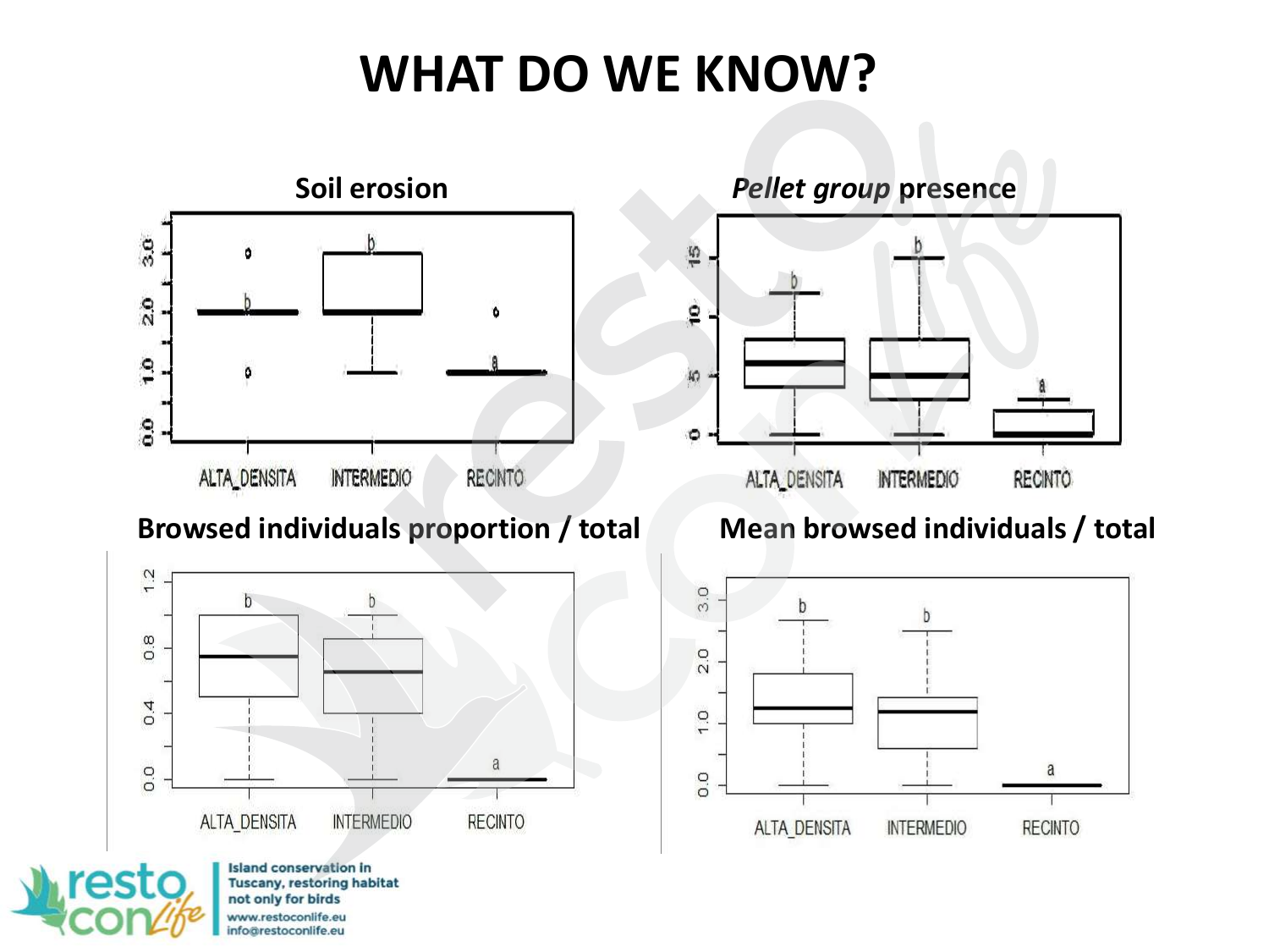# WHAT DO WE KNOW?

**Soil erosion**

ALTA_DENSITA INTERMEDIO RECINTO

***Pellet group*** **presence**

ALTA_DENSITA INTERMEDIO RECINTO

**Browsed individuals proportion / total**

ALTA_DENSITA INTERMEDIO RECINTO

**Mean browsed individuals / total**

ALTA_DENSITA INTERMEDIO RECINTO

Island conservation in Tuscany, restoring habitat not only for birds
www.restoconlife.eu
info@restoconlife.eu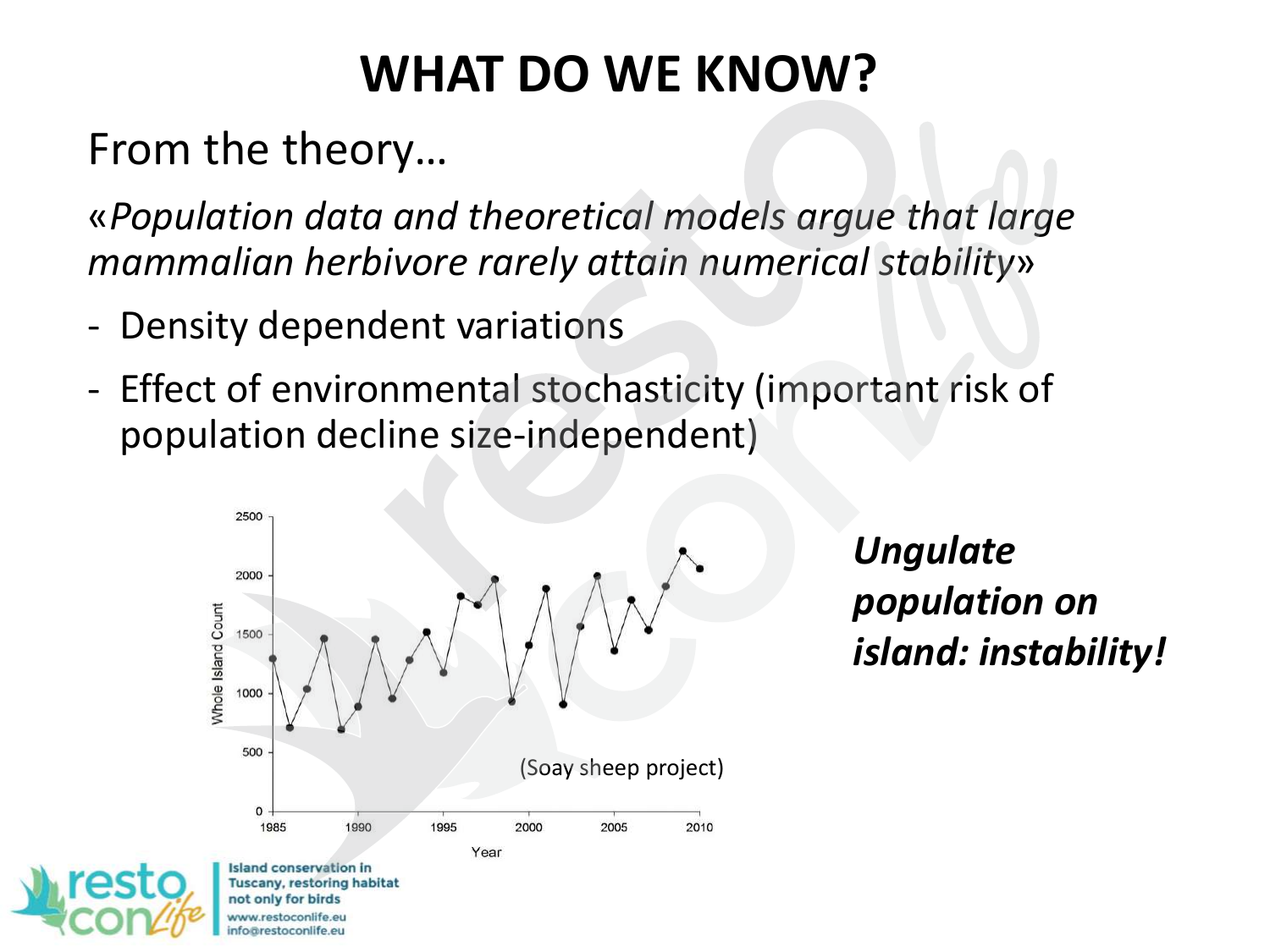# WHAT DO WE KNOW?

From the theory…

«*Population data and theoretical models argue that large mammalian herbivore rarely attain numerical stability*»

- Density dependent variations
- Effect of environmental stochasticity (important risk of population decline size-independent)

(Soay sheep project)

***Ungulate population on island: instability!***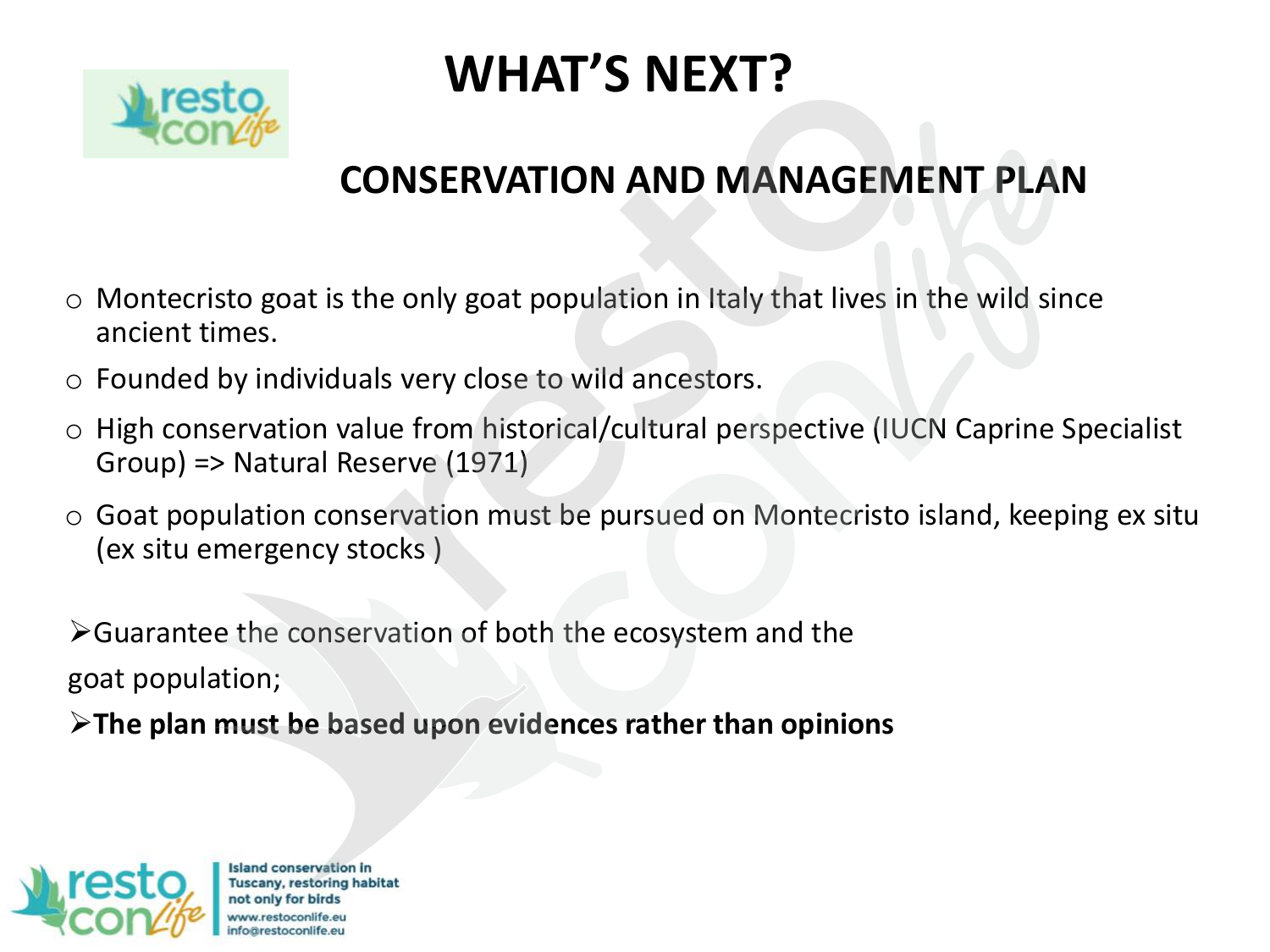# WHAT'S NEXT?

## CONSERVATION AND MANAGEMENT PLAN

- Montecristo goat is the only goat population in Italy that lives in the wild since ancient times.
- Founded by individuals very close to wild ancestors.
- High conservation value from historical/cultural perspective (IUCN Caprine Specialist Group) => Natural Reserve (1971)
- Goat population conservation must be pursued on Montecristo island, keeping ex situ (ex situ emergency stocks )

➢ Guarantee the conservation of both the ecosystem and the goat population;

➢ **The plan must be based upon evidences rather than opinions**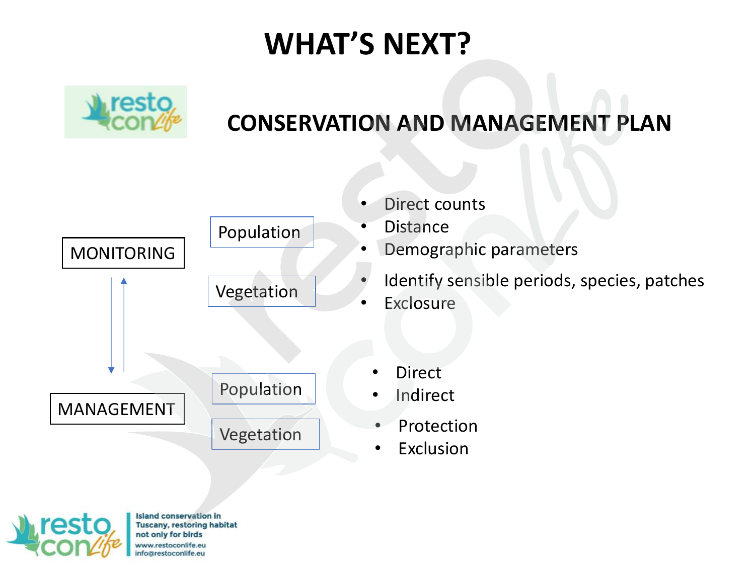# WHAT'S NEXT?

## CONSERVATION AND MANAGEMENT PLAN

**MONITORING**

- Population
  - Direct counts
  - Distance
  - Demographic parameters
- Vegetation
  - Identify sensible periods, species, patches
  - Exclosure

**MANAGEMENT**

- Population
  - Direct
  - Indirect
- Vegetation
  - Protection
  - Exclusion

Island conservation in Tuscany, restoring habitat not only for birds
www.restoconlife.eu
info@restoconlife.eu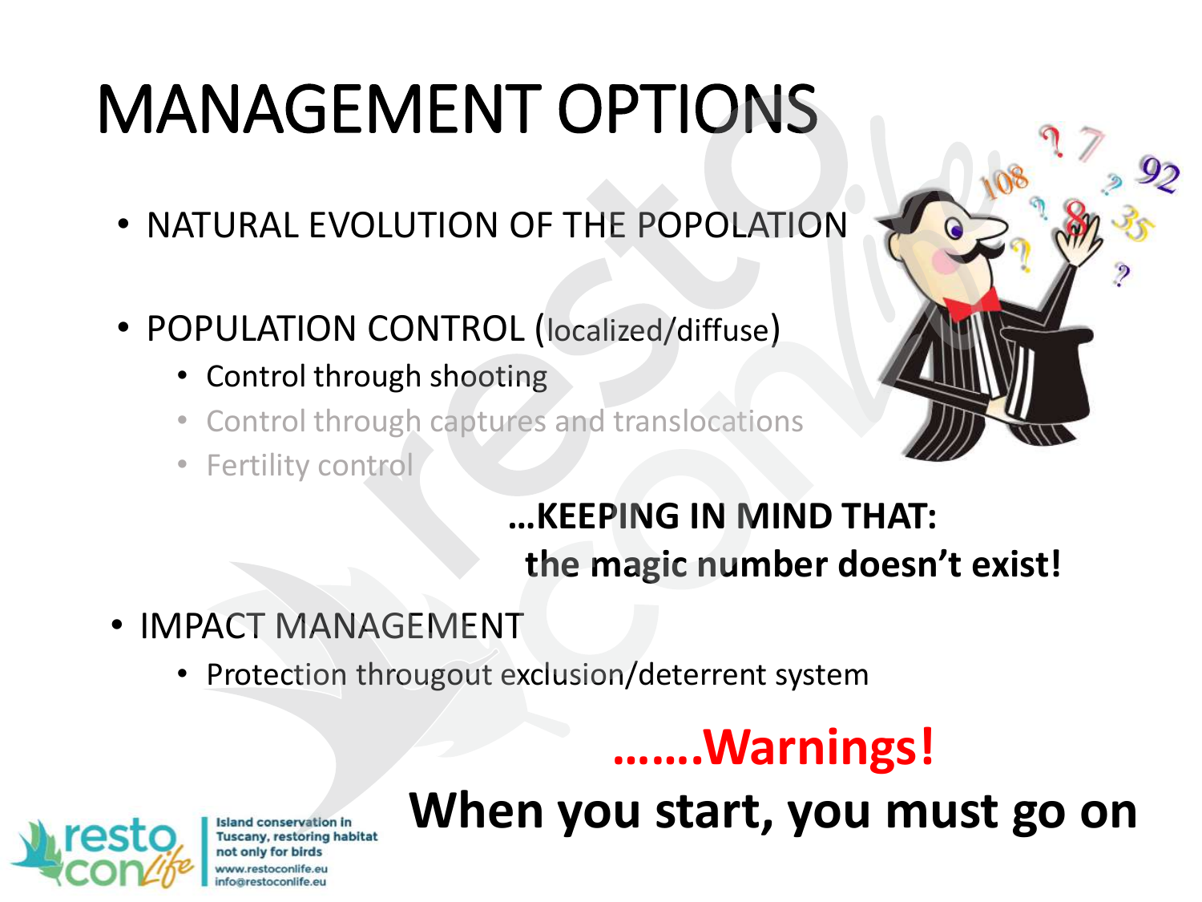# MANAGEMENT OPTIONS

- NATURAL EVOLUTION OF THE POPOLATION
- POPULATION CONTROL (localized/diffuse)
  - Control through shooting
  - Control through captures and translocations
  - Fertility control

**…KEEPING IN MIND THAT:**
**the magic number doesn't exist!**

- IMPACT MANAGEMENT
  - Protection througout exclusion/deterrent system

**…….Warnings!**

**When you start, you must go on**

Island conservation in Tuscany, restoring habitat not only for birds
www.restoconlife.eu
info@restoconlife.eu